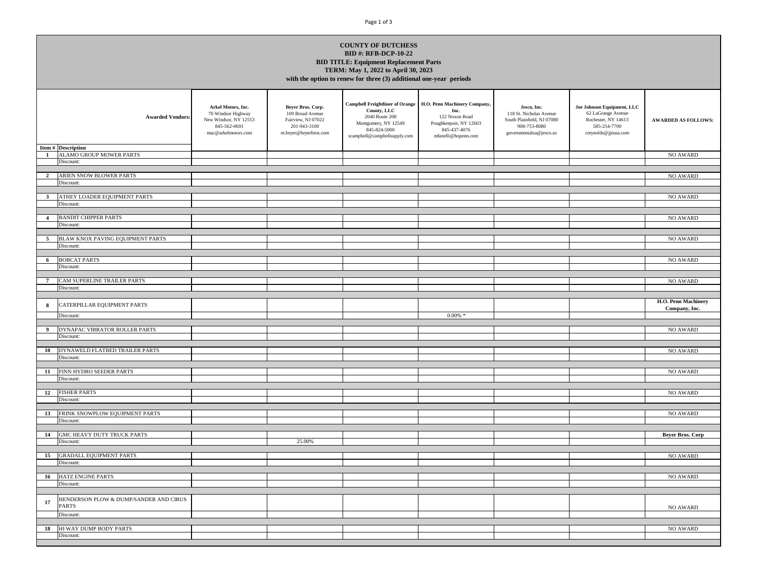**COUNTY OF DUTCHESS**
**BID #: RFB-DCP-10-22**
**BID TITLE: Equipment Replacement Parts**
**TERM: May 1, 2022 to April 30, 2023**
**with the option to renew for three (3) additional one-year periods**

| Item # | Description / Awarded Vendors: | Arkel Motors, Inc. 70 Windsor Highway New Windsor, NY 12553 845-562-0691 mac@arkelmotors.com | Beyer Bros. Corp. 109 Broad Avenue Fairview, NJ 07022 201-943-3100 m.beyer@beyerbros.com | Campbell Freightliner of Orange County, LLC 2040 Route 208 Montgomery, NY 12549 845-824-5000 scampbell@campbellsupply.com | H.O. Penn Machinery Company, Inc. 122 Noxon Road Poughkeepsie, NY 12603 845-437-4076 mfanelli@hopenn.com | Jesco, Inc. 118 St. Nicholas Avenue South Plainfield, NJ 07080 908-753-8080 governmentalsa@jesco.us | Joe Johnson Equipment, LLC 62 LaGrange Avenue Rochester, NY 14613 585-254-7700 creynolds@jjeusa.com | AWARDED AS FOLLOWS: |
|---|---|---|---|---|---|---|---|---|
| 1 | ALAMO GROUP MOWER PARTS | | | | | | | NO AWARD |
| | Discount: | | | | | | | |
| 2 | ARIEN SNOW BLOWER PARTS | | | | | | | NO AWARD |
| | Discount: | | | | | | | |
| 3 | ATHEY LOADER EQUIPMENT PARTS | | | | | | | NO AWARD |
| | Discount: | | | | | | | |
| 4 | BANDIT CHIPPER PARTS | | | | | | | NO AWARD |
| | Discount: | | | | | | | |
| 5 | BLAW KNOX PAVING EQUIPMENT PARTS | | | | | | | NO AWARD |
| | Discount: | | | | | | | |
| 6 | BOBCAT PARTS | | | | | | | NO AWARD |
| | Discount: | | | | | | | |
| 7 | CAM SUPERLINE TRAILER PARTS | | | | | | | NO AWARD |
| | Discount: | | | | | | | |
| 8 | CATERPILLAR EQUIPMENT PARTS | | | | | | | **H.O. Penn Machinery Company, Inc.** |
| | Discount: | | | | 0.00% * | | | |
| 9 | DYNAPAC VIBRATOR ROLLER PARTS | | | | | | | NO AWARD |
| | Discount: | | | | | | | |
| 10 | DYNAWELD FLATBED TRAILER PARTS | | | | | | | NO AWARD |
| | Discount: | | | | | | | |
| 11 | FINN HYDRO SEEDER PARTS | | | | | | | NO AWARD |
| | Discount: | | | | | | | |
| 12 | FISHER PARTS | | | | | | | NO AWARD |
| | Discount: | | | | | | | |
| 13 | FRINK SNOWPLOW EQUIPMENT PARTS | | | | | | | NO AWARD |
| | Discount: | | | | | | | |
| 14 | GMC HEAVY DUTY TRUCK PARTS | | | | | | | **Beyer Bros. Corp** |
| | Discount: | | 25.00% | | | | | |
| 15 | GRADALL EQUIPMENT PARTS | | | | | | | NO AWARD |
| | Discount: | | | | | | | |
| 16 | HATZ ENGINE PARTS | | | | | | | NO AWARD |
| | Discount: | | | | | | | |
| 17 | HENDERSON PLOW & DUMP/SANDER AND CIRUS PARTS | | | | | | | NO AWARD |
| | Discount: | | | | | | | |
| 18 | HI WAY DUMP BODY PARTS | | | | | | | NO AWARD |
| | Discount: | | | | | | | |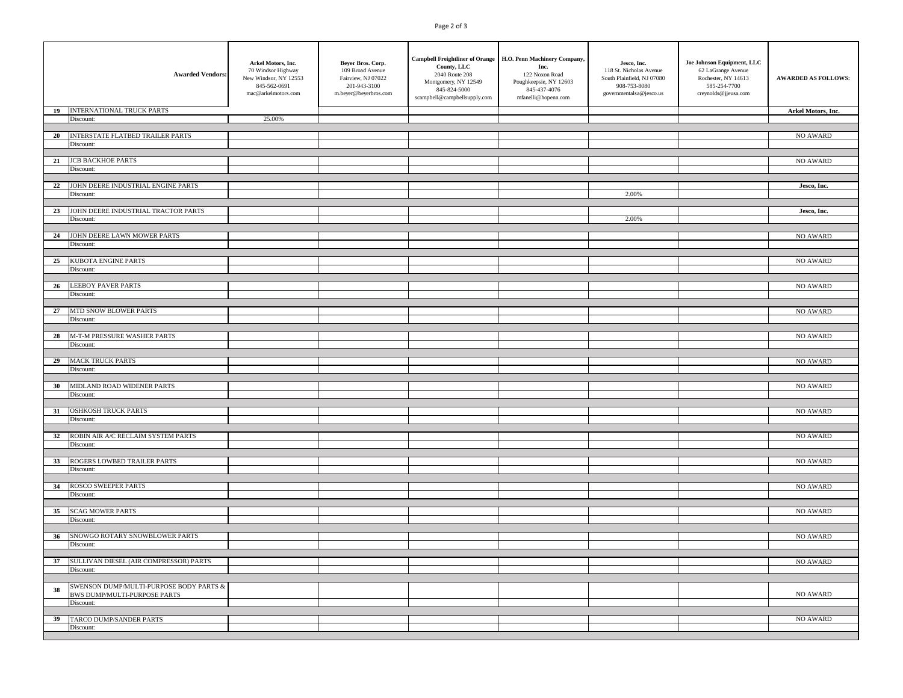| | Awarded Vendors: | Arkel Motors, Inc.<br>70 Windsor Highway<br>New Windsor, NY 12553<br>845-562-0691<br>mac@arkelmotors.com | Beyer Bros. Corp.<br>109 Broad Avenue<br>Fairview, NJ 07022<br>201-943-3100<br>m.beyer@beyerbros.com | Campbell Freightliner of Orange County, LLC<br>2040 Route 208<br>Montgomery, NY 12549<br>845-824-5000<br>scampbell@campbellsupply.com | H.O. Penn Machinery Company, Inc.<br>122 Noxon Road<br>Poughkeepsie, NY 12603<br>845-437-4076<br>mfanelli@hopenn.com | Jesco, Inc.<br>118 St. Nicholas Avenue<br>South Plainfield, NJ 07080<br>908-753-8080<br>governmentalsa@jesco.us | Joe Johnson Equipment, LLC<br>62 LaGrange Avenue<br>Rochester, NY 14613<br>585-254-7700<br>creynolds@jjeusa.com | AWARDED AS FOLLOWS: |
|---|---|---|---|---|---|---|---|---|
| 19 | INTERNATIONAL TRUCK PARTS | | | | | | | Arkel Motors, Inc. |
| | Discount: | 25.00% | | | | | | |
| 20 | INTERSTATE FLATBED TRAILER PARTS | | | | | | | NO AWARD |
| | Discount: | | | | | | | |
| 21 | JCB BACKHOE PARTS | | | | | | | NO AWARD |
| | Discount: | | | | | | | |
| 22 | JOHN DEERE INDUSTRIAL ENGINE PARTS | | | | | | | Jesco, Inc. |
| | Discount: | | | | | 2.00% | | |
| 23 | JOHN DEERE INDUSTRIAL TRACTOR PARTS | | | | | | | Jesco, Inc. |
| | Discount: | | | | | 2.00% | | |
| 24 | JOHN DEERE LAWN MOWER PARTS | | | | | | | NO AWARD |
| | Discount: | | | | | | | |
| 25 | KUBOTA ENGINE PARTS | | | | | | | NO AWARD |
| | Discount: | | | | | | | |
| 26 | LEEBOY PAVER PARTS | | | | | | | NO AWARD |
| | Discount: | | | | | | | |
| 27 | MTD SNOW BLOWER PARTS | | | | | | | NO AWARD |
| | Discount: | | | | | | | |
| 28 | M-T-M PRESSURE WASHER PARTS | | | | | | | NO AWARD |
| | Discount: | | | | | | | |
| 29 | MACK TRUCK PARTS | | | | | | | NO AWARD |
| | Discount: | | | | | | | |
| 30 | MIDLAND ROAD WIDENER PARTS | | | | | | | NO AWARD |
| | Discount: | | | | | | | |
| 31 | OSHKOSH TRUCK PARTS | | | | | | | NO AWARD |
| | Discount: | | | | | | | |
| 32 | ROBIN AIR A/C RECLAIM SYSTEM PARTS | | | | | | | NO AWARD |
| | Discount: | | | | | | | |
| 33 | ROGERS LOWBED TRAILER PARTS | | | | | | | NO AWARD |
| | Discount: | | | | | | | |
| 34 | ROSCO SWEEPER PARTS | | | | | | | NO AWARD |
| | Discount: | | | | | | | |
| 35 | SCAG MOWER PARTS | | | | | | | NO AWARD |
| | Discount: | | | | | | | |
| 36 | SNOWGO ROTARY SNOWBLOWER PARTS | | | | | | | NO AWARD |
| | Discount: | | | | | | | |
| 37 | SULLIVAN DIESEL (AIR COMPRESSOR) PARTS | | | | | | | NO AWARD |
| | Discount: | | | | | | | |
| 38 | SWENSON DUMP/MULTI-PURPOSE BODY PARTS & BWS DUMP/MULTI-PURPOSE PARTS | | | | | | | NO AWARD |
| | Discount: | | | | | | | |
| 39 | TARCO DUMP/SANDER PARTS | | | | | | | NO AWARD |
| | Discount: | | | | | | | |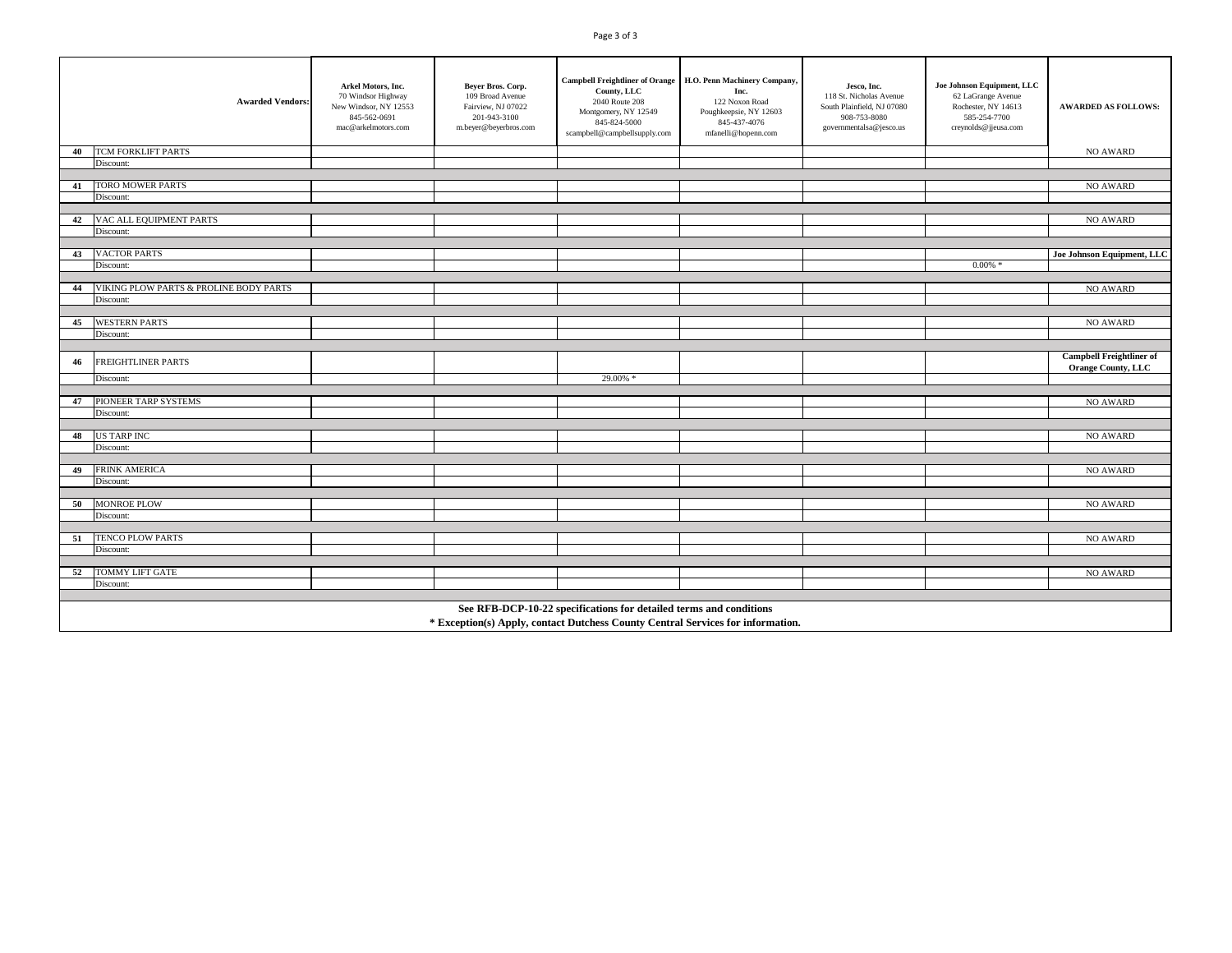| | Awarded Vendors: | Arkel Motors, Inc. 70 Windsor Highway New Windsor, NY 12553 845-562-0691 mac@arkelmotors.com | Beyer Bros. Corp. 109 Broad Avenue Fairview, NJ 07022 201-943-3100 m.beyer@beyerbros.com | Campbell Freightliner of Orange County, LLC 2040 Route 208 Montgomery, NY 12549 845-824-5000 scampbell@campbellsupply.com | H.O. Penn Machinery Company, Inc. 122 Noxon Road Poughkeepsie, NY 12603 845-437-4076 mfanelli@hopenn.com | Jesco, Inc. 118 St. Nicholas Avenue South Plainfield, NJ 07080 908-753-8080 governmentalsa@jesco.us | Joe Johnson Equipment, LLC 62 LaGrange Avenue Rochester, NY 14613 585-254-7700 creynolds@jjeusa.com | AWARDED AS FOLLOWS: |
|---|---|---|---|---|---|---|---|---|
| 40 | TCM FORKLIFT PARTS | | | | | | | NO AWARD |
| | Discount: | | | | | | | |
| 41 | TORO MOWER PARTS | | | | | | | NO AWARD |
| | Discount: | | | | | | | |
| 42 | VAC ALL EQUIPMENT PARTS | | | | | | | NO AWARD |
| | Discount: | | | | | | | |
| 43 | VACTOR PARTS | | | | | | | **Joe Johnson Equipment, LLC** |
| | Discount: | | | | | | 0.00% * | |
| 44 | VIKING PLOW PARTS & PROLINE BODY PARTS | | | | | | | NO AWARD |
| | Discount: | | | | | | | |
| 45 | WESTERN PARTS | | | | | | | NO AWARD |
| | Discount: | | | | | | | |
| 46 | FREIGHTLINER PARTS | | | | | | | **Campbell Freightliner of Orange County, LLC** |
| | Discount: | | | 29.00% * | | | | |
| 47 | PIONEER TARP SYSTEMS | | | | | | | NO AWARD |
| | Discount: | | | | | | | |
| 48 | US TARP INC | | | | | | | NO AWARD |
| | Discount: | | | | | | | |
| 49 | FRINK AMERICA | | | | | | | NO AWARD |
| | Discount: | | | | | | | |
| 50 | MONROE PLOW | | | | | | | NO AWARD |
| | Discount: | | | | | | | |
| 51 | TENCO PLOW PARTS | | | | | | | NO AWARD |
| | Discount: | | | | | | | |
| 52 | TOMMY LIFT GATE | | | | | | | NO AWARD |
| | Discount: | | | | | | | |

**See RFB-DCP-10-22 specifications for detailed terms and conditions**

**\* Exception(s) Apply, contact Dutchess County Central Services for information.**